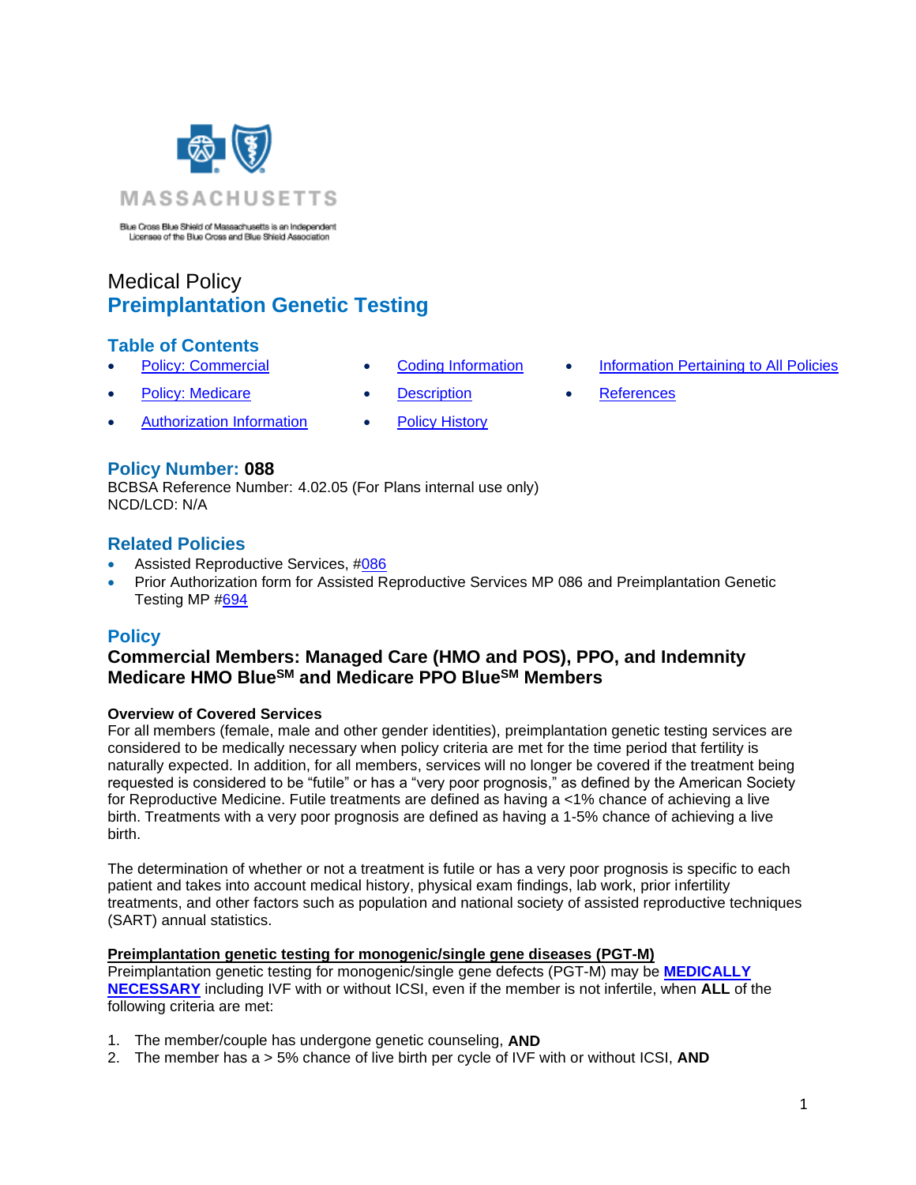MASSACHUSETTS

Blue Cross Blue Shield of Massachusetts is an Independent Licensee of the Blue Cross and Blue Shield Association

# Medical Policy
# Preimplantation Genetic Testing

## Table of Contents

- Policy: Commercial
- Policy: Medicare
- Authorization Information
- Coding Information
- Description
- Policy History
- Information Pertaining to All Policies
- References

## Policy Number: 088

BCBSA Reference Number: 4.02.05 (For Plans internal use only)
NCD/LCD: N/A

## Related Policies

- Assisted Reproductive Services, #086
- Prior Authorization form for Assisted Reproductive Services MP 086 and Preimplantation Genetic Testing MP #694

## Policy

### Commercial Members: Managed Care (HMO and POS), PPO, and Indemnity
### Medicare HMO Blue[SM] and Medicare PPO Blue[SM] Members

**Overview of Covered Services**

For all members (female, male and other gender identities), preimplantation genetic testing services are considered to be medically necessary when policy criteria are met for the time period that fertility is naturally expected. In addition, for all members, services will no longer be covered if the treatment being requested is considered to be "futile" or has a "very poor prognosis," as defined by the American Society for Reproductive Medicine. Futile treatments are defined as having a <1% chance of achieving a live birth. Treatments with a very poor prognosis are defined as having a 1-5% chance of achieving a live birth.

The determination of whether or not a treatment is futile or has a very poor prognosis is specific to each patient and takes into account medical history, physical exam findings, lab work, prior infertility treatments, and other factors such as population and national society of assisted reproductive techniques (SART) annual statistics.

**Preimplantation genetic testing for monogenic/single gene diseases (PGT-M)**

Preimplantation genetic testing for monogenic/single gene defects (PGT-M) may be **MEDICALLY NECESSARY** including IVF with or without ICSI, even if the member is not infertile, when **ALL** of the following criteria are met:

1. The member/couple has undergone genetic counseling, **AND**
2. The member has a > 5% chance of live birth per cycle of IVF with or without ICSI, **AND**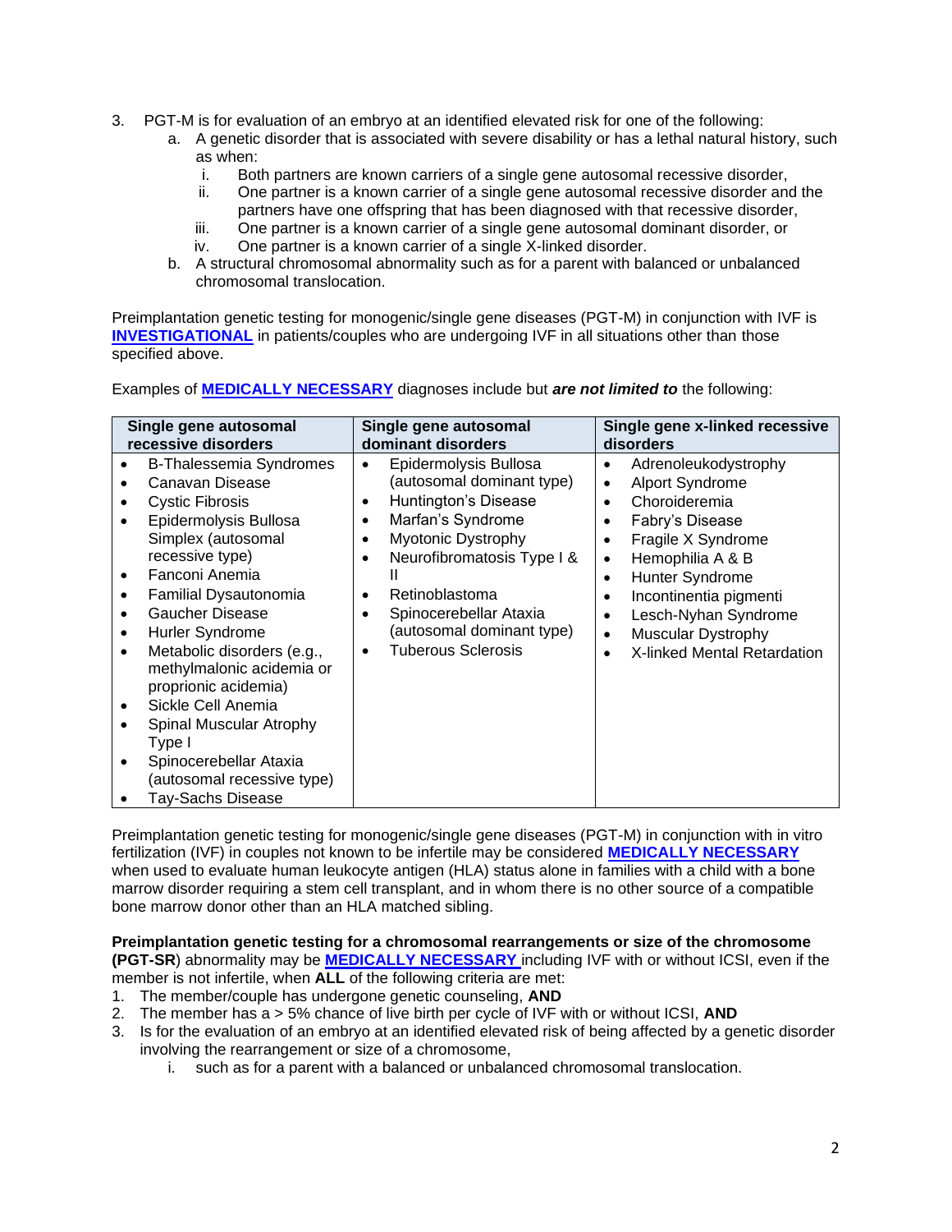3. PGT-M is for evaluation of an embryo at an identified elevated risk for one of the following:
   a. A genetic disorder that is associated with severe disability or has a lethal natural history, such as when:
      i. Both partners are known carriers of a single gene autosomal recessive disorder,
      ii. One partner is a known carrier of a single gene autosomal recessive disorder and the partners have one offspring that has been diagnosed with that recessive disorder,
      iii. One partner is a known carrier of a single gene autosomal dominant disorder, or
      iv. One partner is a known carrier of a single X-linked disorder.
   b. A structural chromosomal abnormality such as for a parent with balanced or unbalanced chromosomal translocation.

Preimplantation genetic testing for monogenic/single gene diseases (PGT-M) in conjunction with IVF is **INVESTIGATIONAL** in patients/couples who are undergoing IVF in all situations other than those specified above.

Examples of **MEDICALLY NECESSARY** diagnoses include but ***are not limited to*** the following:

| Single gene autosomal recessive disorders | Single gene autosomal dominant disorders | Single gene x-linked recessive disorders |
|---|---|---|
| • B-Thalessemia Syndromes<br>• Canavan Disease<br>• Cystic Fibrosis<br>• Epidermolysis Bullosa Simplex (autosomal recessive type)<br>• Fanconi Anemia<br>• Familial Dysautonomia<br>• Gaucher Disease<br>• Hurler Syndrome<br>• Metabolic disorders (e.g., methylmalonic acidemia or proprionic acidemia)<br>• Sickle Cell Anemia<br>• Spinal Muscular Atrophy Type I<br>• Spinocerebellar Ataxia (autosomal recessive type)<br>• Tay-Sachs Disease | • Epidermolysis Bullosa (autosomal dominant type)<br>• Huntington's Disease<br>• Marfan's Syndrome<br>• Myotonic Dystrophy<br>• Neurofibromatosis Type I & II<br>• Retinoblastoma<br>• Spinocerebellar Ataxia (autosomal dominant type)<br>• Tuberous Sclerosis | • Adrenoleukodystrophy<br>• Alport Syndrome<br>• Choroideremia<br>• Fabry's Disease<br>• Fragile X Syndrome<br>• Hemophilia A & B<br>• Hunter Syndrome<br>• Incontinentia pigmenti<br>• Lesch-Nyhan Syndrome<br>• Muscular Dystrophy<br>• X-linked Mental Retardation |

Preimplantation genetic testing for monogenic/single gene diseases (PGT-M) in conjunction with in vitro fertilization (IVF) in couples not known to be infertile may be considered **MEDICALLY NECESSARY** when used to evaluate human leukocyte antigen (HLA) status alone in families with a child with a bone marrow disorder requiring a stem cell transplant, and in whom there is no other source of a compatible bone marrow donor other than an HLA matched sibling.

**Preimplantation genetic testing for a chromosomal rearrangements or size of the chromosome (PGT-SR**) abnormality may be **MEDICALLY NECESSARY** including IVF with or without ICSI, even if the member is not infertile, when **ALL** of the following criteria are met:

1. The member/couple has undergone genetic counseling, **AND**
2. The member has a > 5% chance of live birth per cycle of IVF with or without ICSI, **AND**
3. Is for the evaluation of an embryo at an identified elevated risk of being affected by a genetic disorder involving the rearrangement or size of a chromosome,
   i. such as for a parent with a balanced or unbalanced chromosomal translocation.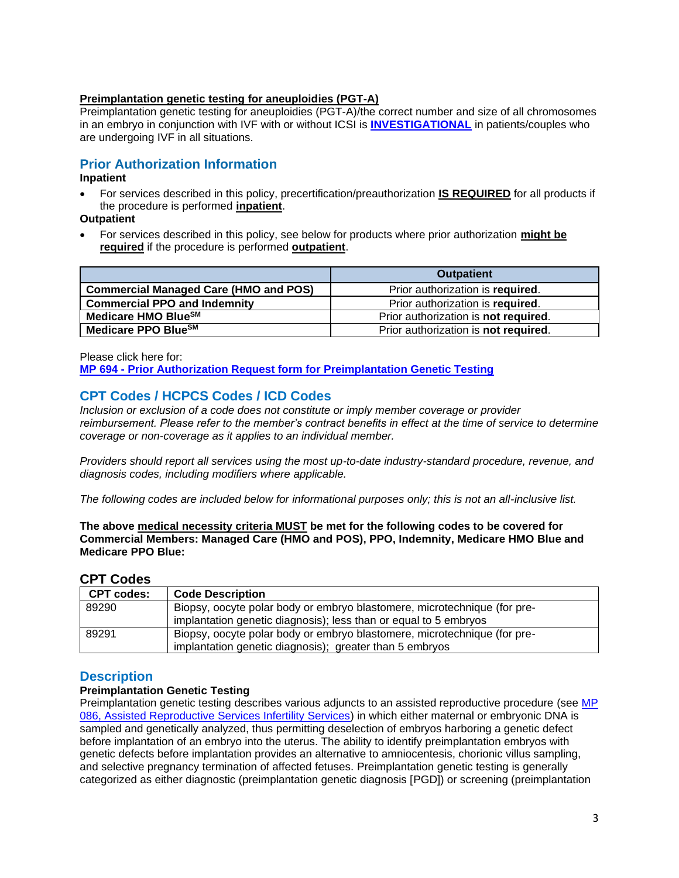**Preimplantation genetic testing for aneuploidies (PGT-A)**

Preimplantation genetic testing for aneuploidies (PGT-A)/the correct number and size of all chromosomes in an embryo in conjunction with IVF with or without ICSI is **INVESTIGATIONAL** in patients/couples who are undergoing IVF in all situations.

## Prior Authorization Information

**Inpatient**

- For services described in this policy, precertification/preauthorization **IS REQUIRED** for all products if the procedure is performed **inpatient**.

**Outpatient**

- For services described in this policy, see below for products where prior authorization **might be required** if the procedure is performed **outpatient**.

| | Outpatient |
|---|---|
| **Commercial Managed Care (HMO and POS)** | Prior authorization is **required**. |
| **Commercial PPO and Indemnity** | Prior authorization is **required**. |
| **Medicare HMO Blue℠** | Prior authorization is **not required**. |
| **Medicare PPO Blue℠** | Prior authorization is **not required**. |

Please click here for:
**MP 694 - Prior Authorization Request form for Preimplantation Genetic Testing**

## CPT Codes / HCPCS Codes / ICD Codes

*Inclusion or exclusion of a code does not constitute or imply member coverage or provider reimbursement. Please refer to the member's contract benefits in effect at the time of service to determine coverage or non-coverage as it applies to an individual member.*

*Providers should report all services using the most up-to-date industry-standard procedure, revenue, and diagnosis codes, including modifiers where applicable.*

*The following codes are included below for informational purposes only; this is not an all-inclusive list.*

**The above medical necessity criteria MUST be met for the following codes to be covered for Commercial Members: Managed Care (HMO and POS), PPO, Indemnity, Medicare HMO Blue and Medicare PPO Blue:**

### CPT Codes

| CPT codes: | Code Description |
|---|---|
| 89290 | Biopsy, oocyte polar body or embryo blastomere, microtechnique (for pre-implantation genetic diagnosis); less than or equal to 5 embryos |
| 89291 | Biopsy, oocyte polar body or embryo blastomere, microtechnique (for pre-implantation genetic diagnosis); greater than 5 embryos |

## Description

**Preimplantation Genetic Testing**

Preimplantation genetic testing describes various adjuncts to an assisted reproductive procedure (see MP 086, Assisted Reproductive Services Infertility Services) in which either maternal or embryonic DNA is sampled and genetically analyzed, thus permitting deselection of embryos harboring a genetic defect before implantation of an embryo into the uterus. The ability to identify preimplantation embryos with genetic defects before implantation provides an alternative to amniocentesis, chorionic villus sampling, and selective pregnancy termination of affected fetuses. Preimplantation genetic testing is generally categorized as either diagnostic (preimplantation genetic diagnosis [PGD]) or screening (preimplantation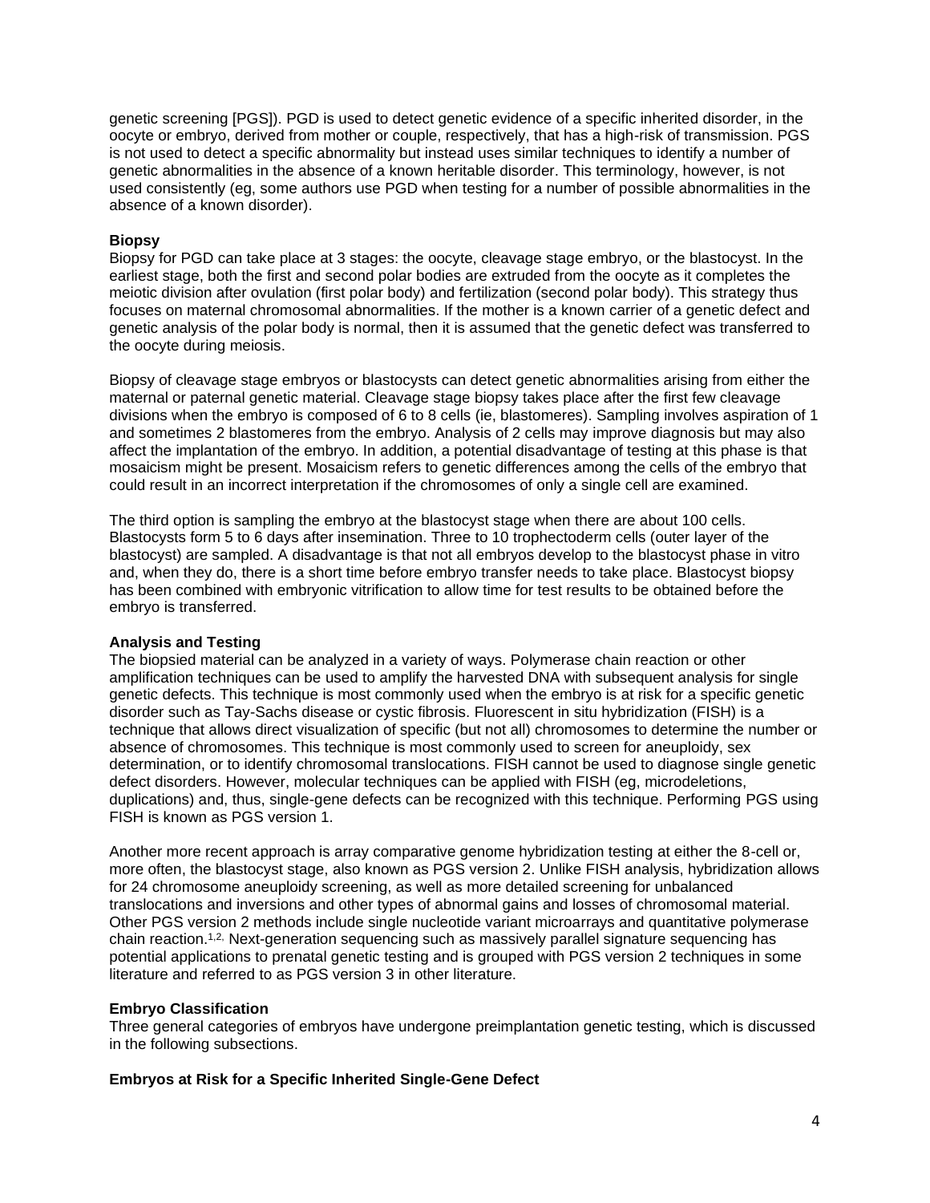genetic screening [PGS]). PGD is used to detect genetic evidence of a specific inherited disorder, in the oocyte or embryo, derived from mother or couple, respectively, that has a high-risk of transmission. PGS is not used to detect a specific abnormality but instead uses similar techniques to identify a number of genetic abnormalities in the absence of a known heritable disorder. This terminology, however, is not used consistently (eg, some authors use PGD when testing for a number of possible abnormalities in the absence of a known disorder).

**Biopsy**

Biopsy for PGD can take place at 3 stages: the oocyte, cleavage stage embryo, or the blastocyst. In the earliest stage, both the first and second polar bodies are extruded from the oocyte as it completes the meiotic division after ovulation (first polar body) and fertilization (second polar body). This strategy thus focuses on maternal chromosomal abnormalities. If the mother is a known carrier of a genetic defect and genetic analysis of the polar body is normal, then it is assumed that the genetic defect was transferred to the oocyte during meiosis.

Biopsy of cleavage stage embryos or blastocysts can detect genetic abnormalities arising from either the maternal or paternal genetic material. Cleavage stage biopsy takes place after the first few cleavage divisions when the embryo is composed of 6 to 8 cells (ie, blastomeres). Sampling involves aspiration of 1 and sometimes 2 blastomeres from the embryo. Analysis of 2 cells may improve diagnosis but may also affect the implantation of the embryo. In addition, a potential disadvantage of testing at this phase is that mosaicism might be present. Mosaicism refers to genetic differences among the cells of the embryo that could result in an incorrect interpretation if the chromosomes of only a single cell are examined.

The third option is sampling the embryo at the blastocyst stage when there are about 100 cells. Blastocysts form 5 to 6 days after insemination. Three to 10 trophectoderm cells (outer layer of the blastocyst) are sampled. A disadvantage is that not all embryos develop to the blastocyst phase in vitro and, when they do, there is a short time before embryo transfer needs to take place. Blastocyst biopsy has been combined with embryonic vitrification to allow time for test results to be obtained before the embryo is transferred.

**Analysis and Testing**

The biopsied material can be analyzed in a variety of ways. Polymerase chain reaction or other amplification techniques can be used to amplify the harvested DNA with subsequent analysis for single genetic defects. This technique is most commonly used when the embryo is at risk for a specific genetic disorder such as Tay-Sachs disease or cystic fibrosis. Fluorescent in situ hybridization (FISH) is a technique that allows direct visualization of specific (but not all) chromosomes to determine the number or absence of chromosomes. This technique is most commonly used to screen for aneuploidy, sex determination, or to identify chromosomal translocations. FISH cannot be used to diagnose single genetic defect disorders. However, molecular techniques can be applied with FISH (eg, microdeletions, duplications) and, thus, single-gene defects can be recognized with this technique. Performing PGS using FISH is known as PGS version 1.

Another more recent approach is array comparative genome hybridization testing at either the 8-cell or, more often, the blastocyst stage, also known as PGS version 2. Unlike FISH analysis, hybridization allows for 24 chromosome aneuploidy screening, as well as more detailed screening for unbalanced translocations and inversions and other types of abnormal gains and losses of chromosomal material. Other PGS version 2 methods include single nucleotide variant microarrays and quantitative polymerase chain reaction.[1,2] Next-generation sequencing such as massively parallel signature sequencing has potential applications to prenatal genetic testing and is grouped with PGS version 2 techniques in some literature and referred to as PGS version 3 in other literature.

**Embryo Classification**

Three general categories of embryos have undergone preimplantation genetic testing, which is discussed in the following subsections.

**Embryos at Risk for a Specific Inherited Single-Gene Defect**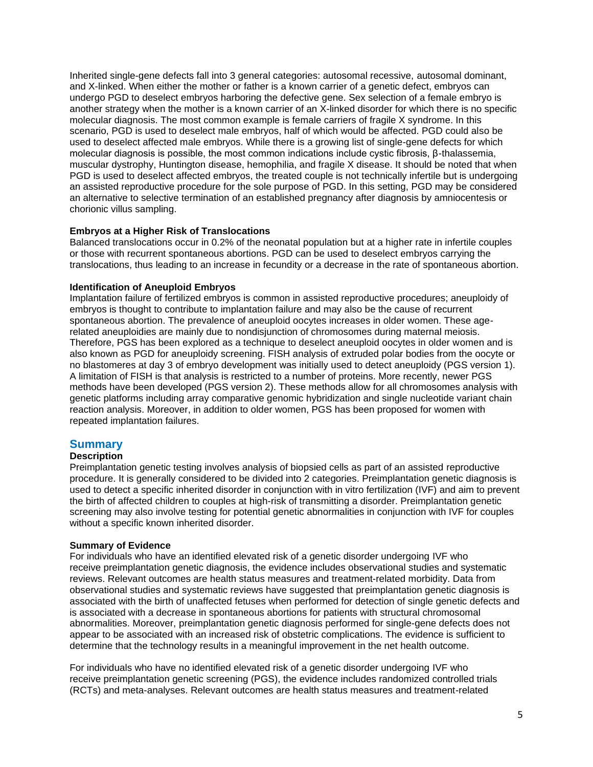Inherited single-gene defects fall into 3 general categories: autosomal recessive, autosomal dominant, and X-linked. When either the mother or father is a known carrier of a genetic defect, embryos can undergo PGD to deselect embryos harboring the defective gene. Sex selection of a female embryo is another strategy when the mother is a known carrier of an X-linked disorder for which there is no specific molecular diagnosis. The most common example is female carriers of fragile X syndrome. In this scenario, PGD is used to deselect male embryos, half of which would be affected. PGD could also be used to deselect affected male embryos. While there is a growing list of single-gene defects for which molecular diagnosis is possible, the most common indications include cystic fibrosis, β-thalassemia, muscular dystrophy, Huntington disease, hemophilia, and fragile X disease. It should be noted that when PGD is used to deselect affected embryos, the treated couple is not technically infertile but is undergoing an assisted reproductive procedure for the sole purpose of PGD. In this setting, PGD may be considered an alternative to selective termination of an established pregnancy after diagnosis by amniocentesis or chorionic villus sampling.

**Embryos at a Higher Risk of Translocations**

Balanced translocations occur in 0.2% of the neonatal population but at a higher rate in infertile couples or those with recurrent spontaneous abortions. PGD can be used to deselect embryos carrying the translocations, thus leading to an increase in fecundity or a decrease in the rate of spontaneous abortion.

**Identification of Aneuploid Embryos**

Implantation failure of fertilized embryos is common in assisted reproductive procedures; aneuploidy of embryos is thought to contribute to implantation failure and may also be the cause of recurrent spontaneous abortion. The prevalence of aneuploid oocytes increases in older women. These age-related aneuploidies are mainly due to nondisjunction of chromosomes during maternal meiosis. Therefore, PGS has been explored as a technique to deselect aneuploid oocytes in older women and is also known as PGD for aneuploidy screening. FISH analysis of extruded polar bodies from the oocyte or no blastomeres at day 3 of embryo development was initially used to detect aneuploidy (PGS version 1). A limitation of FISH is that analysis is restricted to a number of proteins. More recently, newer PGS methods have been developed (PGS version 2). These methods allow for all chromosomes analysis with genetic platforms including array comparative genomic hybridization and single nucleotide variant chain reaction analysis. Moreover, in addition to older women, PGS has been proposed for women with repeated implantation failures.

## Summary

**Description**

Preimplantation genetic testing involves analysis of biopsied cells as part of an assisted reproductive procedure. It is generally considered to be divided into 2 categories. Preimplantation genetic diagnosis is used to detect a specific inherited disorder in conjunction with in vitro fertilization (IVF) and aim to prevent the birth of affected children to couples at high-risk of transmitting a disorder. Preimplantation genetic screening may also involve testing for potential genetic abnormalities in conjunction with IVF for couples without a specific known inherited disorder.

**Summary of Evidence**

For individuals who have an identified elevated risk of a genetic disorder undergoing IVF who receive preimplantation genetic diagnosis, the evidence includes observational studies and systematic reviews. Relevant outcomes are health status measures and treatment-related morbidity. Data from observational studies and systematic reviews have suggested that preimplantation genetic diagnosis is associated with the birth of unaffected fetuses when performed for detection of single genetic defects and is associated with a decrease in spontaneous abortions for patients with structural chromosomal abnormalities. Moreover, preimplantation genetic diagnosis performed for single-gene defects does not appear to be associated with an increased risk of obstetric complications. The evidence is sufficient to determine that the technology results in a meaningful improvement in the net health outcome.

For individuals who have no identified elevated risk of a genetic disorder undergoing IVF who receive preimplantation genetic screening (PGS), the evidence includes randomized controlled trials (RCTs) and meta-analyses. Relevant outcomes are health status measures and treatment-related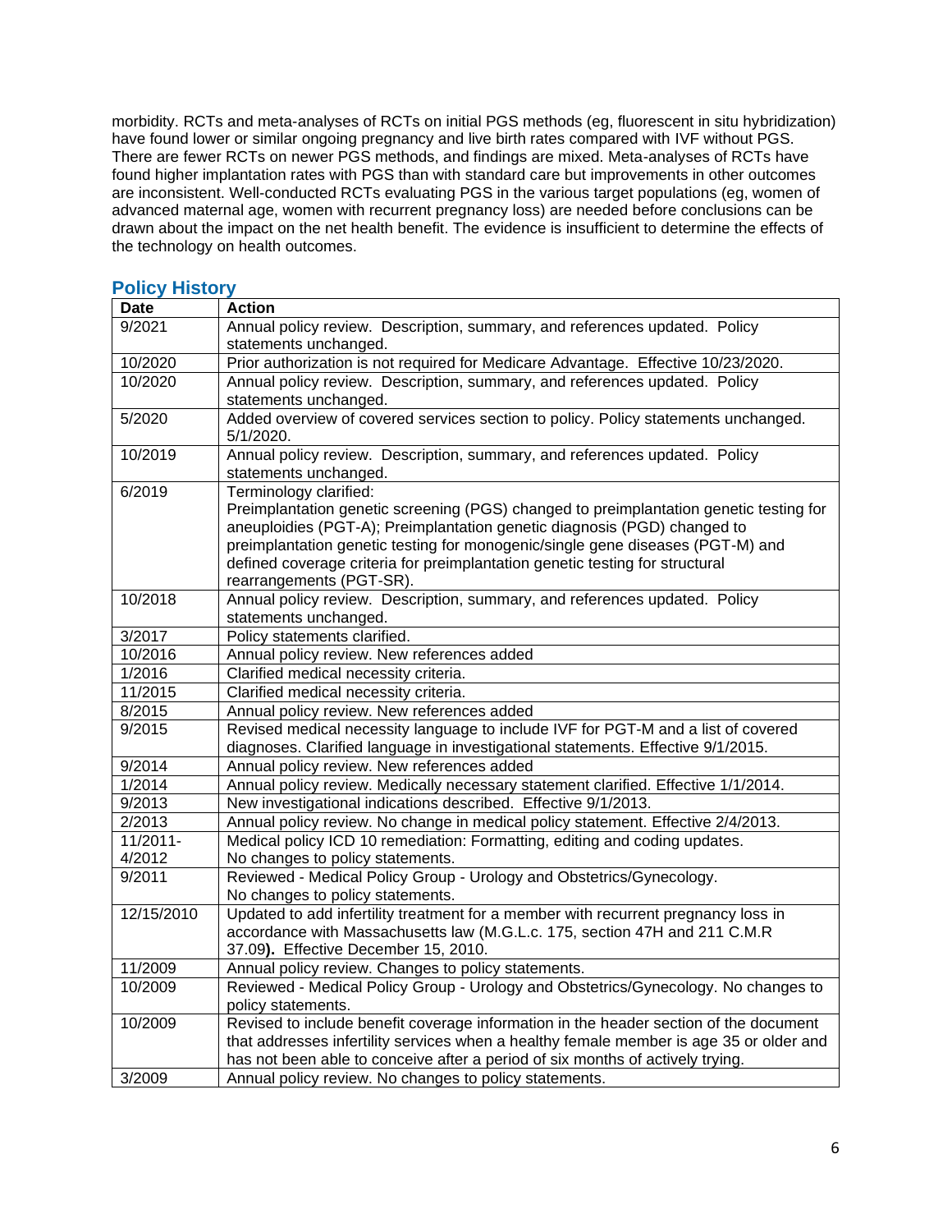morbidity. RCTs and meta-analyses of RCTs on initial PGS methods (eg, fluorescent in situ hybridization) have found lower or similar ongoing pregnancy and live birth rates compared with IVF without PGS. There are fewer RCTs on newer PGS methods, and findings are mixed. Meta-analyses of RCTs have found higher implantation rates with PGS than with standard care but improvements in other outcomes are inconsistent. Well-conducted RCTs evaluating PGS in the various target populations (eg, women of advanced maternal age, women with recurrent pregnancy loss) are needed before conclusions can be drawn about the impact on the net health benefit. The evidence is insufficient to determine the effects of the technology on health outcomes.

## Policy History

| Date | Action |
|---|---|
| 9/2021 | Annual policy review. Description, summary, and references updated. Policy statements unchanged. |
| 10/2020 | Prior authorization is not required for Medicare Advantage. Effective 10/23/2020. |
| 10/2020 | Annual policy review. Description, summary, and references updated. Policy statements unchanged. |
| 5/2020 | Added overview of covered services section to policy. Policy statements unchanged. 5/1/2020. |
| 10/2019 | Annual policy review. Description, summary, and references updated. Policy statements unchanged. |
| 6/2019 | Terminology clarified: Preimplantation genetic screening (PGS) changed to preimplantation genetic testing for aneuploidies (PGT-A); Preimplantation genetic diagnosis (PGD) changed to preimplantation genetic testing for monogenic/single gene diseases (PGT-M) and defined coverage criteria for preimplantation genetic testing for structural rearrangements (PGT-SR). |
| 10/2018 | Annual policy review. Description, summary, and references updated. Policy statements unchanged. |
| 3/2017 | Policy statements clarified. |
| 10/2016 | Annual policy review. New references added |
| 1/2016 | Clarified medical necessity criteria. |
| 11/2015 | Clarified medical necessity criteria. |
| 8/2015 | Annual policy review. New references added |
| 9/2015 | Revised medical necessity language to include IVF for PGT-M and a list of covered diagnoses. Clarified language in investigational statements. Effective 9/1/2015. |
| 9/2014 | Annual policy review. New references added |
| 1/2014 | Annual policy review. Medically necessary statement clarified. Effective 1/1/2014. |
| 9/2013 | New investigational indications described. Effective 9/1/2013. |
| 2/2013 | Annual policy review. No change in medical policy statement. Effective 2/4/2013. |
| 11/2011-4/2012 | Medical policy ICD 10 remediation: Formatting, editing and coding updates. No changes to policy statements. |
| 9/2011 | Reviewed - Medical Policy Group - Urology and Obstetrics/Gynecology. No changes to policy statements. |
| 12/15/2010 | Updated to add infertility treatment for a member with recurrent pregnancy loss in accordance with Massachusetts law (M.G.L.c. 175, section 47H and 211 C.M.R 37.09**).** Effective December 15, 2010. |
| 11/2009 | Annual policy review. Changes to policy statements. |
| 10/2009 | Reviewed - Medical Policy Group - Urology and Obstetrics/Gynecology. No changes to policy statements. |
| 10/2009 | Revised to include benefit coverage information in the header section of the document that addresses infertility services when a healthy female member is age 35 or older and has not been able to conceive after a period of six months of actively trying. |
| 3/2009 | Annual policy review. No changes to policy statements. |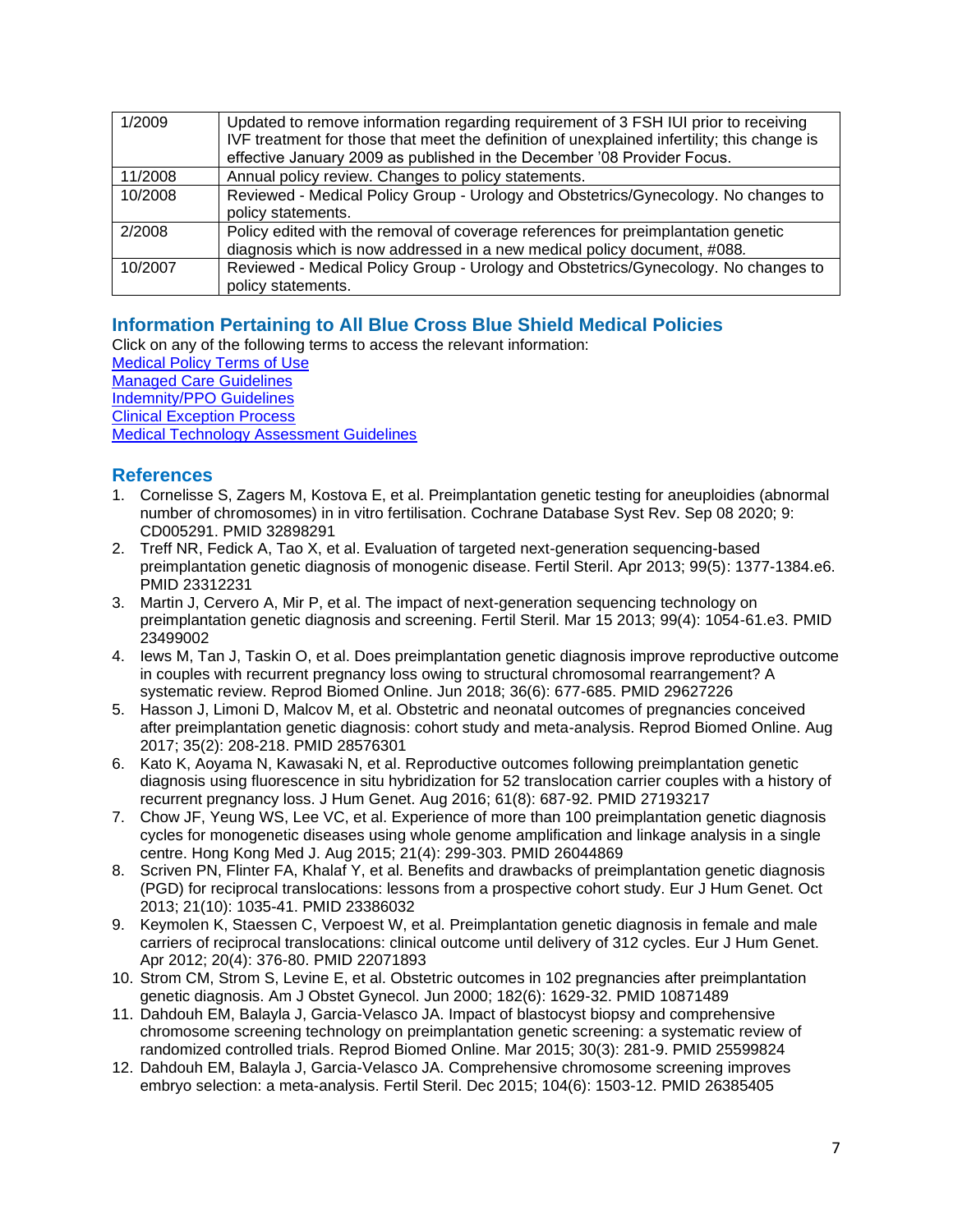| 1/2009 | Updated to remove information regarding requirement of 3 FSH IUI prior to receiving IVF treatment for those that meet the definition of unexplained infertility; this change is effective January 2009 as published in the December '08 Provider Focus. |
|---|---|
| 11/2008 | Annual policy review. Changes to policy statements. |
| 10/2008 | Reviewed - Medical Policy Group - Urology and Obstetrics/Gynecology. No changes to policy statements. |
| 2/2008 | Policy edited with the removal of coverage references for preimplantation genetic diagnosis which is now addressed in a new medical policy document, #088. |
| 10/2007 | Reviewed - Medical Policy Group - Urology and Obstetrics/Gynecology. No changes to policy statements. |

## Information Pertaining to All Blue Cross Blue Shield Medical Policies

Click on any of the following terms to access the relevant information:

Medical Policy Terms of Use
Managed Care Guidelines
Indemnity/PPO Guidelines
Clinical Exception Process
Medical Technology Assessment Guidelines

## References

1. Cornelisse S, Zagers M, Kostova E, et al. Preimplantation genetic testing for aneuploidies (abnormal number of chromosomes) in in vitro fertilisation. Cochrane Database Syst Rev. Sep 08 2020; 9: CD005291. PMID 32898291
2. Treff NR, Fedick A, Tao X, et al. Evaluation of targeted next-generation sequencing-based preimplantation genetic diagnosis of monogenic disease. Fertil Steril. Apr 2013; 99(5): 1377-1384.e6. PMID 23312231
3. Martin J, Cervero A, Mir P, et al. The impact of next-generation sequencing technology on preimplantation genetic diagnosis and screening. Fertil Steril. Mar 15 2013; 99(4): 1054-61.e3. PMID 23499002
4. Iews M, Tan J, Taskin O, et al. Does preimplantation genetic diagnosis improve reproductive outcome in couples with recurrent pregnancy loss owing to structural chromosomal rearrangement? A systematic review. Reprod Biomed Online. Jun 2018; 36(6): 677-685. PMID 29627226
5. Hasson J, Limoni D, Malcov M, et al. Obstetric and neonatal outcomes of pregnancies conceived after preimplantation genetic diagnosis: cohort study and meta-analysis. Reprod Biomed Online. Aug 2017; 35(2): 208-218. PMID 28576301
6. Kato K, Aoyama N, Kawasaki N, et al. Reproductive outcomes following preimplantation genetic diagnosis using fluorescence in situ hybridization for 52 translocation carrier couples with a history of recurrent pregnancy loss. J Hum Genet. Aug 2016; 61(8): 687-92. PMID 27193217
7. Chow JF, Yeung WS, Lee VC, et al. Experience of more than 100 preimplantation genetic diagnosis cycles for monogenetic diseases using whole genome amplification and linkage analysis in a single centre. Hong Kong Med J. Aug 2015; 21(4): 299-303. PMID 26044869
8. Scriven PN, Flinter FA, Khalaf Y, et al. Benefits and drawbacks of preimplantation genetic diagnosis (PGD) for reciprocal translocations: lessons from a prospective cohort study. Eur J Hum Genet. Oct 2013; 21(10): 1035-41. PMID 23386032
9. Keymolen K, Staessen C, Verpoest W, et al. Preimplantation genetic diagnosis in female and male carriers of reciprocal translocations: clinical outcome until delivery of 312 cycles. Eur J Hum Genet. Apr 2012; 20(4): 376-80. PMID 22071893
10. Strom CM, Strom S, Levine E, et al. Obstetric outcomes in 102 pregnancies after preimplantation genetic diagnosis. Am J Obstet Gynecol. Jun 2000; 182(6): 1629-32. PMID 10871489
11. Dahdouh EM, Balayla J, Garcia-Velasco JA. Impact of blastocyst biopsy and comprehensive chromosome screening technology on preimplantation genetic screening: a systematic review of randomized controlled trials. Reprod Biomed Online. Mar 2015; 30(3): 281-9. PMID 25599824
12. Dahdouh EM, Balayla J, Garcia-Velasco JA. Comprehensive chromosome screening improves embryo selection: a meta-analysis. Fertil Steril. Dec 2015; 104(6): 1503-12. PMID 26385405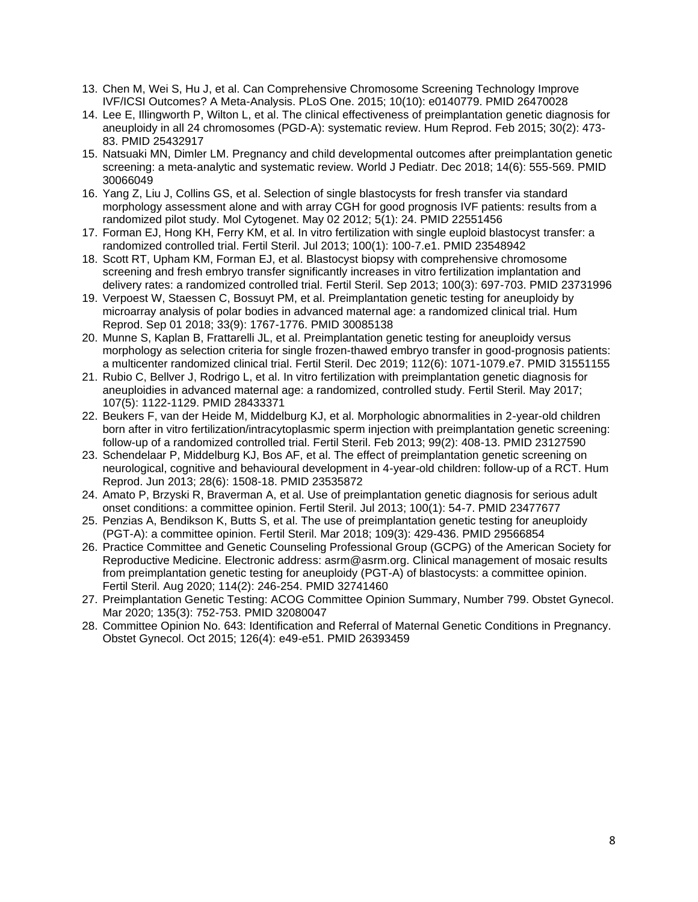13. Chen M, Wei S, Hu J, et al. Can Comprehensive Chromosome Screening Technology Improve IVF/ICSI Outcomes? A Meta-Analysis. PLoS One. 2015; 10(10): e0140779. PMID 26470028
14. Lee E, Illingworth P, Wilton L, et al. The clinical effectiveness of preimplantation genetic diagnosis for aneuploidy in all 24 chromosomes (PGD-A): systematic review. Hum Reprod. Feb 2015; 30(2): 473-83. PMID 25432917
15. Natsuaki MN, Dimler LM. Pregnancy and child developmental outcomes after preimplantation genetic screening: a meta-analytic and systematic review. World J Pediatr. Dec 2018; 14(6): 555-569. PMID 30066049
16. Yang Z, Liu J, Collins GS, et al. Selection of single blastocysts for fresh transfer via standard morphology assessment alone and with array CGH for good prognosis IVF patients: results from a randomized pilot study. Mol Cytogenet. May 02 2012; 5(1): 24. PMID 22551456
17. Forman EJ, Hong KH, Ferry KM, et al. In vitro fertilization with single euploid blastocyst transfer: a randomized controlled trial. Fertil Steril. Jul 2013; 100(1): 100-7.e1. PMID 23548942
18. Scott RT, Upham KM, Forman EJ, et al. Blastocyst biopsy with comprehensive chromosome screening and fresh embryo transfer significantly increases in vitro fertilization implantation and delivery rates: a randomized controlled trial. Fertil Steril. Sep 2013; 100(3): 697-703. PMID 23731996
19. Verpoest W, Staessen C, Bossuyt PM, et al. Preimplantation genetic testing for aneuploidy by microarray analysis of polar bodies in advanced maternal age: a randomized clinical trial. Hum Reprod. Sep 01 2018; 33(9): 1767-1776. PMID 30085138
20. Munne S, Kaplan B, Frattarelli JL, et al. Preimplantation genetic testing for aneuploidy versus morphology as selection criteria for single frozen-thawed embryo transfer in good-prognosis patients: a multicenter randomized clinical trial. Fertil Steril. Dec 2019; 112(6): 1071-1079.e7. PMID 31551155
21. Rubio C, Bellver J, Rodrigo L, et al. In vitro fertilization with preimplantation genetic diagnosis for aneuploidies in advanced maternal age: a randomized, controlled study. Fertil Steril. May 2017; 107(5): 1122-1129. PMID 28433371
22. Beukers F, van der Heide M, Middelburg KJ, et al. Morphologic abnormalities in 2-year-old children born after in vitro fertilization/intracytoplasmic sperm injection with preimplantation genetic screening: follow-up of a randomized controlled trial. Fertil Steril. Feb 2013; 99(2): 408-13. PMID 23127590
23. Schendelaar P, Middelburg KJ, Bos AF, et al. The effect of preimplantation genetic screening on neurological, cognitive and behavioural development in 4-year-old children: follow-up of a RCT. Hum Reprod. Jun 2013; 28(6): 1508-18. PMID 23535872
24. Amato P, Brzyski R, Braverman A, et al. Use of preimplantation genetic diagnosis for serious adult onset conditions: a committee opinion. Fertil Steril. Jul 2013; 100(1): 54-7. PMID 23477677
25. Penzias A, Bendikson K, Butts S, et al. The use of preimplantation genetic testing for aneuploidy (PGT-A): a committee opinion. Fertil Steril. Mar 2018; 109(3): 429-436. PMID 29566854
26. Practice Committee and Genetic Counseling Professional Group (GCPG) of the American Society for Reproductive Medicine. Electronic address: asrm@asrm.org. Clinical management of mosaic results from preimplantation genetic testing for aneuploidy (PGT-A) of blastocysts: a committee opinion. Fertil Steril. Aug 2020; 114(2): 246-254. PMID 32741460
27. Preimplantation Genetic Testing: ACOG Committee Opinion Summary, Number 799. Obstet Gynecol. Mar 2020; 135(3): 752-753. PMID 32080047
28. Committee Opinion No. 643: Identification and Referral of Maternal Genetic Conditions in Pregnancy. Obstet Gynecol. Oct 2015; 126(4): e49-e51. PMID 26393459